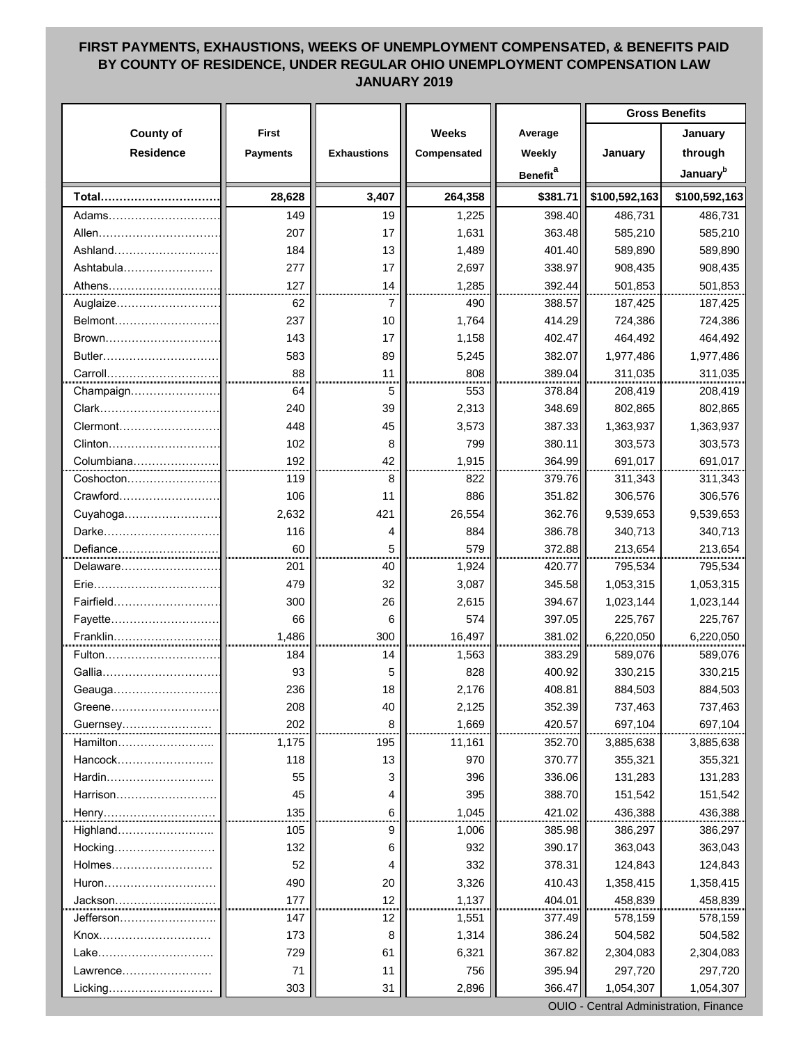# FIRST PAYMENTS, EXHAUSTIONS, WEEKS OF UNEMPLOYMENT COMPENSATED, & BENEFITS PAID BY COUNTY OF RESIDENCE, UNDER REGULAR OHIO UNEMPLOYMENT COMPENSATION LAW JANUARY 2019

| County of Residence | First Payments | Exhaustions | Weeks Compensated | Average Weekly Benefit[a] | Gross Benefits | |
|---|---|---|---|---|---|---|
| | | | | | January | January through January[b] |
| **Total** | **28,628** | **3,407** | **264,358** | **$381.71** | **$100,592,163** | **$100,592,163** |
| Adams | 149 | 19 | 1,225 | 398.40 | 486,731 | 486,731 |
| Allen | 207 | 17 | 1,631 | 363.48 | 585,210 | 585,210 |
| Ashland | 184 | 13 | 1,489 | 401.40 | 589,890 | 589,890 |
| Ashtabula | 277 | 17 | 2,697 | 338.97 | 908,435 | 908,435 |
| Athens | 127 | 14 | 1,285 | 392.44 | 501,853 | 501,853 |
| Auglaize | 62 | 7 | 490 | 388.57 | 187,425 | 187,425 |
| Belmont | 237 | 10 | 1,764 | 414.29 | 724,386 | 724,386 |
| Brown | 143 | 17 | 1,158 | 402.47 | 464,492 | 464,492 |
| Butler | 583 | 89 | 5,245 | 382.07 | 1,977,486 | 1,977,486 |
| Carroll | 88 | 11 | 808 | 389.04 | 311,035 | 311,035 |
| Champaign | 64 | 5 | 553 | 378.84 | 208,419 | 208,419 |
| Clark | 240 | 39 | 2,313 | 348.69 | 802,865 | 802,865 |
| Clermont | 448 | 45 | 3,573 | 387.33 | 1,363,937 | 1,363,937 |
| Clinton | 102 | 8 | 799 | 380.11 | 303,573 | 303,573 |
| Columbiana | 192 | 42 | 1,915 | 364.99 | 691,017 | 691,017 |
| Coshocton | 119 | 8 | 822 | 379.76 | 311,343 | 311,343 |
| Crawford | 106 | 11 | 886 | 351.82 | 306,576 | 306,576 |
| Cuyahoga | 2,632 | 421 | 26,554 | 362.76 | 9,539,653 | 9,539,653 |
| Darke | 116 | 4 | 884 | 386.78 | 340,713 | 340,713 |
| Defiance | 60 | 5 | 579 | 372.88 | 213,654 | 213,654 |
| Delaware | 201 | 40 | 1,924 | 420.77 | 795,534 | 795,534 |
| Erie | 479 | 32 | 3,087 | 345.58 | 1,053,315 | 1,053,315 |
| Fairfield | 300 | 26 | 2,615 | 394.67 | 1,023,144 | 1,023,144 |
| Fayette | 66 | 6 | 574 | 397.05 | 225,767 | 225,767 |
| Franklin | 1,486 | 300 | 16,497 | 381.02 | 6,220,050 | 6,220,050 |
| Fulton | 184 | 14 | 1,563 | 383.29 | 589,076 | 589,076 |
| Gallia | 93 | 5 | 828 | 400.92 | 330,215 | 330,215 |
| Geauga | 236 | 18 | 2,176 | 408.81 | 884,503 | 884,503 |
| Greene | 208 | 40 | 2,125 | 352.39 | 737,463 | 737,463 |
| Guernsey | 202 | 8 | 1,669 | 420.57 | 697,104 | 697,104 |
| Hamilton | 1,175 | 195 | 11,161 | 352.70 | 3,885,638 | 3,885,638 |
| Hancock | 118 | 13 | 970 | 370.77 | 355,321 | 355,321 |
| Hardin | 55 | 3 | 396 | 336.06 | 131,283 | 131,283 |
| Harrison | 45 | 4 | 395 | 388.70 | 151,542 | 151,542 |
| Henry | 135 | 6 | 1,045 | 421.02 | 436,388 | 436,388 |
| Highland | 105 | 9 | 1,006 | 385.98 | 386,297 | 386,297 |
| Hocking | 132 | 6 | 932 | 390.17 | 363,043 | 363,043 |
| Holmes | 52 | 4 | 332 | 378.31 | 124,843 | 124,843 |
| Huron | 490 | 20 | 3,326 | 410.43 | 1,358,415 | 1,358,415 |
| Jackson | 177 | 12 | 1,137 | 404.01 | 458,839 | 458,839 |
| Jefferson | 147 | 12 | 1,551 | 377.49 | 578,159 | 578,159 |
| Knox | 173 | 8 | 1,314 | 386.24 | 504,582 | 504,582 |
| Lake | 729 | 61 | 6,321 | 367.82 | 2,304,083 | 2,304,083 |
| Lawrence | 71 | 11 | 756 | 395.94 | 297,720 | 297,720 |
| Licking | 303 | 31 | 2,896 | 366.47 | 1,054,307 | 1,054,307 |

OUIO - Central Administration, Finance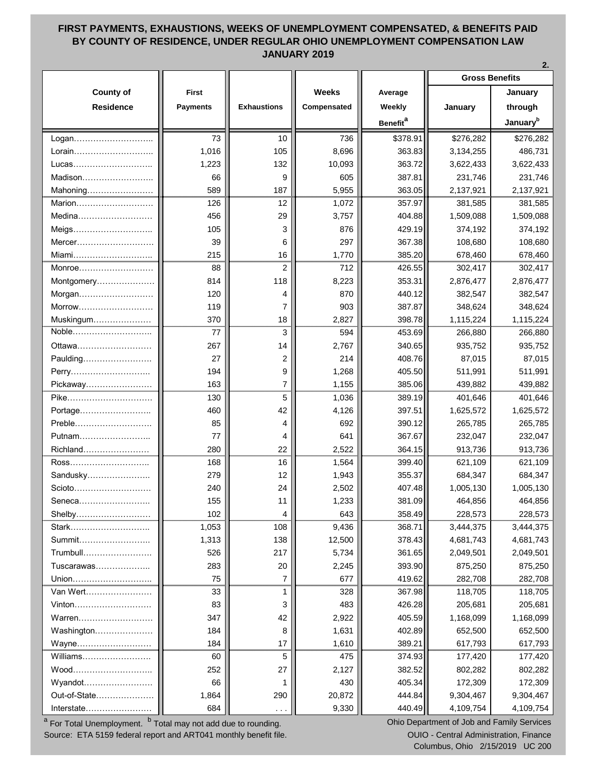# FIRST PAYMENTS, EXHAUSTIONS, WEEKS OF UNEMPLOYMENT COMPENSATED, & BENEFITS PAID BY COUNTY OF RESIDENCE, UNDER REGULAR OHIO UNEMPLOYMENT COMPENSATION LAW
## JANUARY 2019

2.

| County of Residence | First Payments | Exhaustions | Weeks Compensated | Average Weekly Benefit[a] | Gross Benefits | |
|---|---|---|---|---|---|---|
| | | | | | January | January through January[b] |
| Logan | 73 | 10 | 736 | $378.91 | $276,282 | $276,282 |
| Lorain | 1,016 | 105 | 8,696 | 363.83 | 3,134,255 | 486,731 |
| Lucas | 1,223 | 132 | 10,093 | 363.72 | 3,622,433 | 3,622,433 |
| Madison | 66 | 9 | 605 | 387.81 | 231,746 | 231,746 |
| Mahoning | 589 | 187 | 5,955 | 363.05 | 2,137,921 | 2,137,921 |
| Marion | 126 | 12 | 1,072 | 357.97 | 381,585 | 381,585 |
| Medina | 456 | 29 | 3,757 | 404.88 | 1,509,088 | 1,509,088 |
| Meigs | 105 | 3 | 876 | 429.19 | 374,192 | 374,192 |
| Mercer | 39 | 6 | 297 | 367.38 | 108,680 | 108,680 |
| Miami | 215 | 16 | 1,770 | 385.20 | 678,460 | 678,460 |
| Monroe | 88 | 2 | 712 | 426.55 | 302,417 | 302,417 |
| Montgomery | 814 | 118 | 8,223 | 353.31 | 2,876,477 | 2,876,477 |
| Morgan | 120 | 4 | 870 | 440.12 | 382,547 | 382,547 |
| Morrow | 119 | 7 | 903 | 387.87 | 348,624 | 348,624 |
| Muskingum | 370 | 18 | 2,827 | 398.78 | 1,115,224 | 1,115,224 |
| Noble | 77 | 3 | 594 | 453.69 | 266,880 | 266,880 |
| Ottawa | 267 | 14 | 2,767 | 340.65 | 935,752 | 935,752 |
| Paulding | 27 | 2 | 214 | 408.76 | 87,015 | 87,015 |
| Perry | 194 | 9 | 1,268 | 405.50 | 511,991 | 511,991 |
| Pickaway | 163 | 7 | 1,155 | 385.06 | 439,882 | 439,882 |
| Pike | 130 | 5 | 1,036 | 389.19 | 401,646 | 401,646 |
| Portage | 460 | 42 | 4,126 | 397.51 | 1,625,572 | 1,625,572 |
| Preble | 85 | 4 | 692 | 390.12 | 265,785 | 265,785 |
| Putnam | 77 | 4 | 641 | 367.67 | 232,047 | 232,047 |
| Richland | 280 | 22 | 2,522 | 364.15 | 913,736 | 913,736 |
| Ross | 168 | 16 | 1,564 | 399.40 | 621,109 | 621,109 |
| Sandusky | 279 | 12 | 1,943 | 355.37 | 684,347 | 684,347 |
| Scioto | 240 | 24 | 2,502 | 407.48 | 1,005,130 | 1,005,130 |
| Seneca | 155 | 11 | 1,233 | 381.09 | 464,856 | 464,856 |
| Shelby | 102 | 4 | 643 | 358.49 | 228,573 | 228,573 |
| Stark | 1,053 | 108 | 9,436 | 368.71 | 3,444,375 | 3,444,375 |
| Summit | 1,313 | 138 | 12,500 | 378.43 | 4,681,743 | 4,681,743 |
| Trumbull | 526 | 217 | 5,734 | 361.65 | 2,049,501 | 2,049,501 |
| Tuscarawas | 283 | 20 | 2,245 | 393.90 | 875,250 | 875,250 |
| Union | 75 | 7 | 677 | 419.62 | 282,708 | 282,708 |
| Van Wert | 33 | 1 | 328 | 367.98 | 118,705 | 118,705 |
| Vinton | 83 | 3 | 483 | 426.28 | 205,681 | 205,681 |
| Warren | 347 | 42 | 2,922 | 405.59 | 1,168,099 | 1,168,099 |
| Washington | 184 | 8 | 1,631 | 402.89 | 652,500 | 652,500 |
| Wayne | 184 | 17 | 1,610 | 389.21 | 617,793 | 617,793 |
| Williams | 60 | 5 | 475 | 374.93 | 177,420 | 177,420 |
| Wood | 252 | 27 | 2,127 | 382.52 | 802,282 | 802,282 |
| Wyandot | 66 | 1 | 430 | 405.34 | 172,309 | 172,309 |
| Out-of-State | 1,864 | 290 | 20,872 | 444.84 | 9,304,467 | 9,304,467 |
| Interstate | 684 | . . . | 9,330 | 440.49 | 4,109,754 | 4,109,754 |

[a] For Total Unemployment. [b] Total may not add due to rounding.

Source: ETA 5159 federal report and ART041 monthly benefit file.

Ohio Department of Job and Family Services
OUIO - Central Administration, Finance
Columbus, Ohio 2/15/2019 UC 200